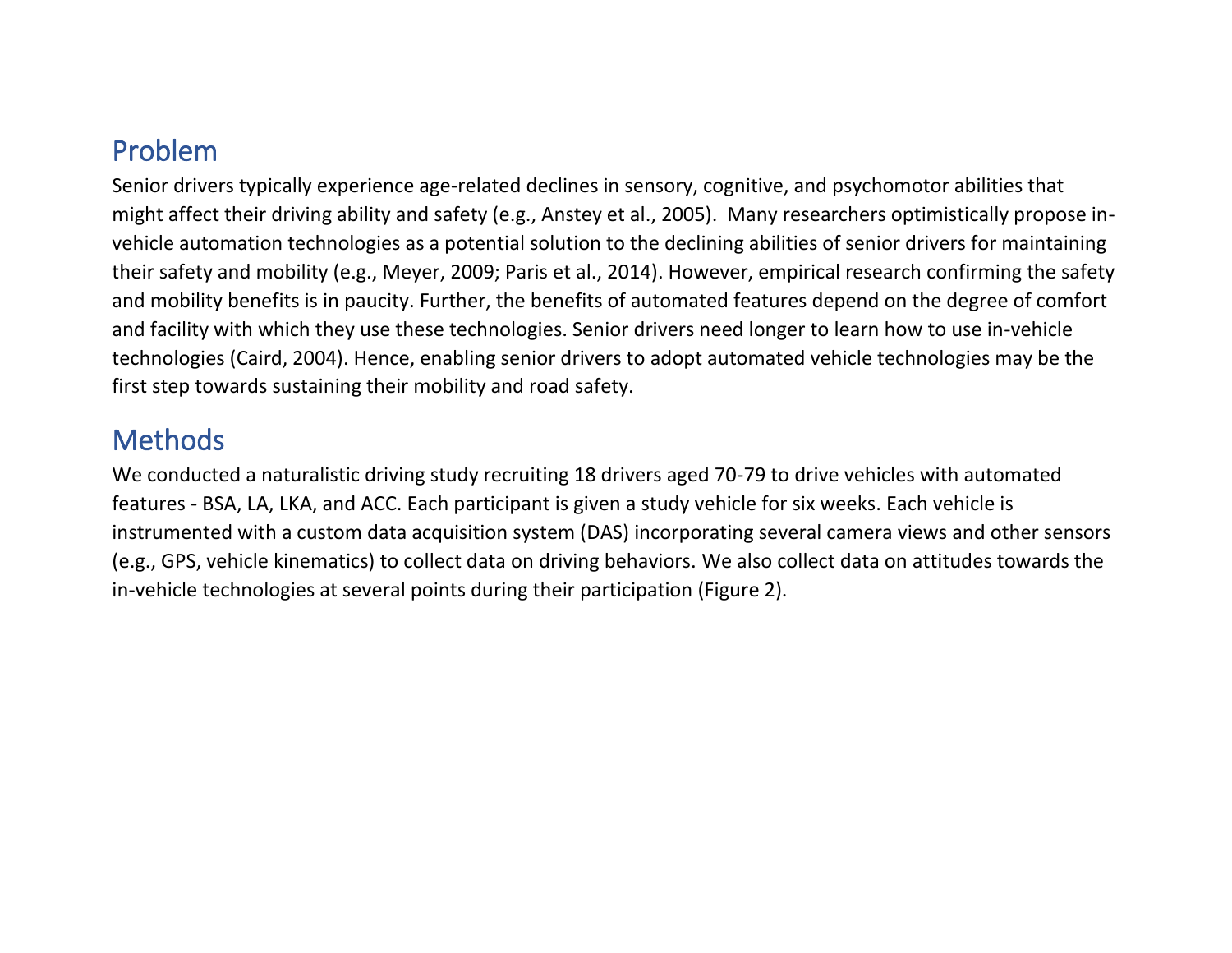## Problem

Senior drivers typically experience age-related declines in sensory, cognitive, and psychomotor abilities that might affect their driving ability and safety (e.g., Anstey et al., 2005). Many researchers optimistically propose in-vehicle automation technologies as a potential solution to the declining abilities of senior drivers for maintaining their safety and mobility (e.g., Meyer, 2009; Paris et al., 2014). However, empirical research confirming the safety and mobility benefits is in paucity. Further, the benefits of automated features depend on the degree of comfort and facility with which they use these technologies. Senior drivers need longer to learn how to use in-vehicle technologies (Caird, 2004). Hence, enabling senior drivers to adopt automated vehicle technologies may be the first step towards sustaining their mobility and road safety.

## Methods

We conducted a naturalistic driving study recruiting 18 drivers aged 70-79 to drive vehicles with automated features - BSA, LA, LKA, and ACC. Each participant is given a study vehicle for six weeks. Each vehicle is instrumented with a custom data acquisition system (DAS) incorporating several camera views and other sensors (e.g., GPS, vehicle kinematics) to collect data on driving behaviors. We also collect data on attitudes towards the in-vehicle technologies at several points during their participation (Figure 2).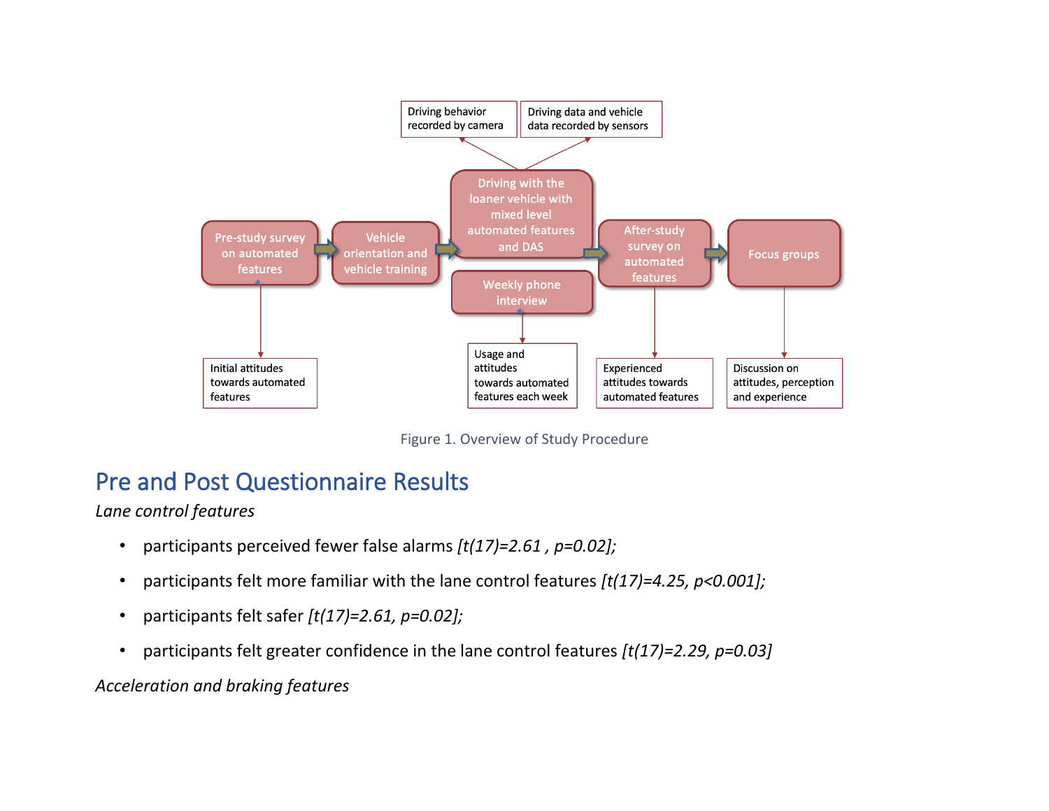Figure 1. Overview of Study Procedure

## Pre and Post Questionnaire Results

*Lane control features*

- participants perceived fewer false alarms *[$t(17)=2.61$ , $p=0.02$];*
- participants felt more familiar with the lane control features *[$t(17)=4.25$, $p<0.001$];*
- participants felt safer *[$t(17)=2.61$, $p=0.02$];*
- participants felt greater confidence in the lane control features *[$t(17)=2.29$, $p=0.03$]*

*Acceleration and braking features*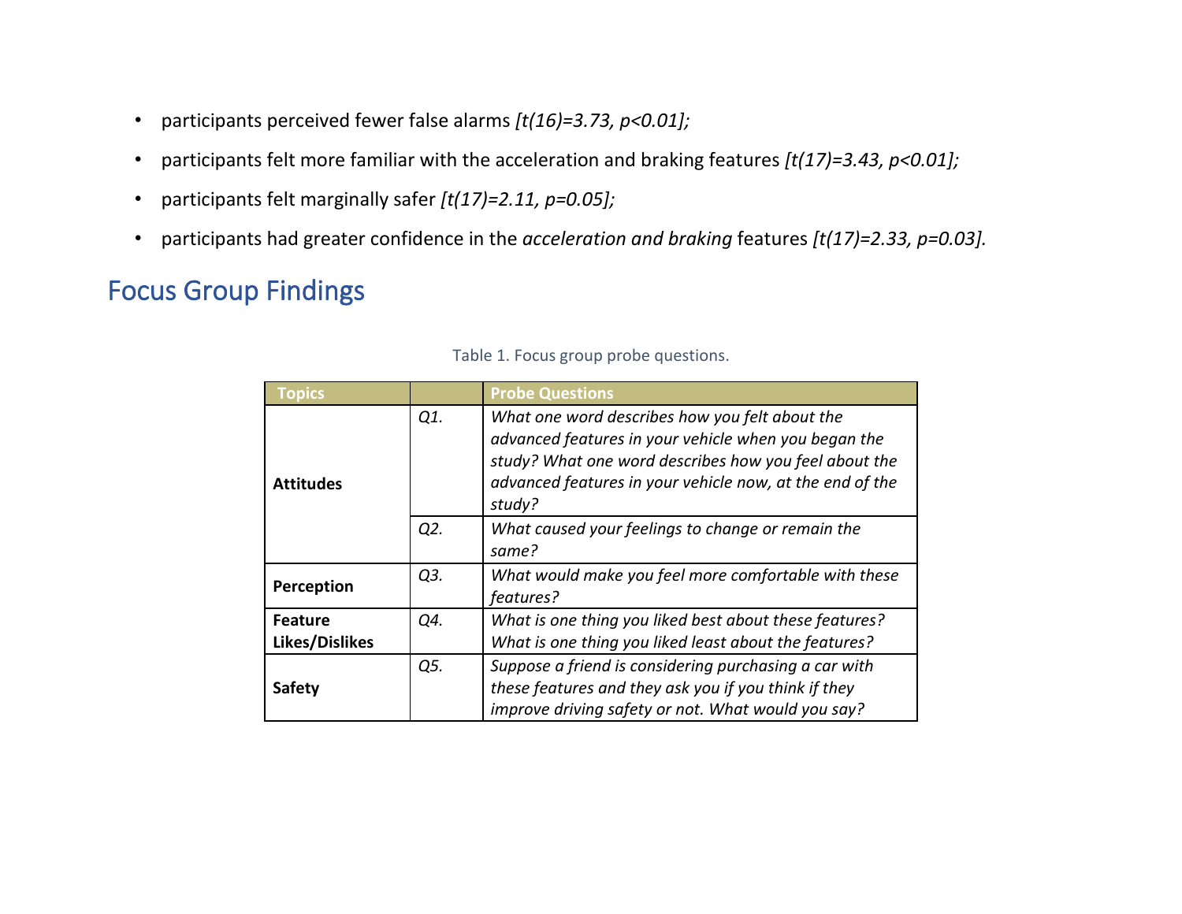- participants perceived fewer false alarms *[$t(16)=3.73$, $p<0.01$];*
- participants felt more familiar with the acceleration and braking features *[$t(17)=3.43$, $p<0.01$];*
- participants felt marginally safer *[$t(17)=2.11$, $p=0.05$];*
- participants had greater confidence in the *acceleration and braking* features *[$t(17)=2.33$, $p=0.03$].*

## Focus Group Findings

Table 1. Focus group probe questions.

| Topics | | Probe Questions |
|---|---|---|
| **Attitudes** | *Q1.* | *What one word describes how you felt about the advanced features in your vehicle when you began the study? What one word describes how you feel about the advanced features in your vehicle now, at the end of the study?* |
| | *Q2.* | *What caused your feelings to change or remain the same?* |
| **Perception** | *Q3.* | *What would make you feel more comfortable with these features?* |
| **Feature Likes/Dislikes** | *Q4.* | *What is one thing you liked best about these features? What is one thing you liked least about the features?* |
| **Safety** | *Q5.* | *Suppose a friend is considering purchasing a car with these features and they ask you if you think if they improve driving safety or not. What would you say?* |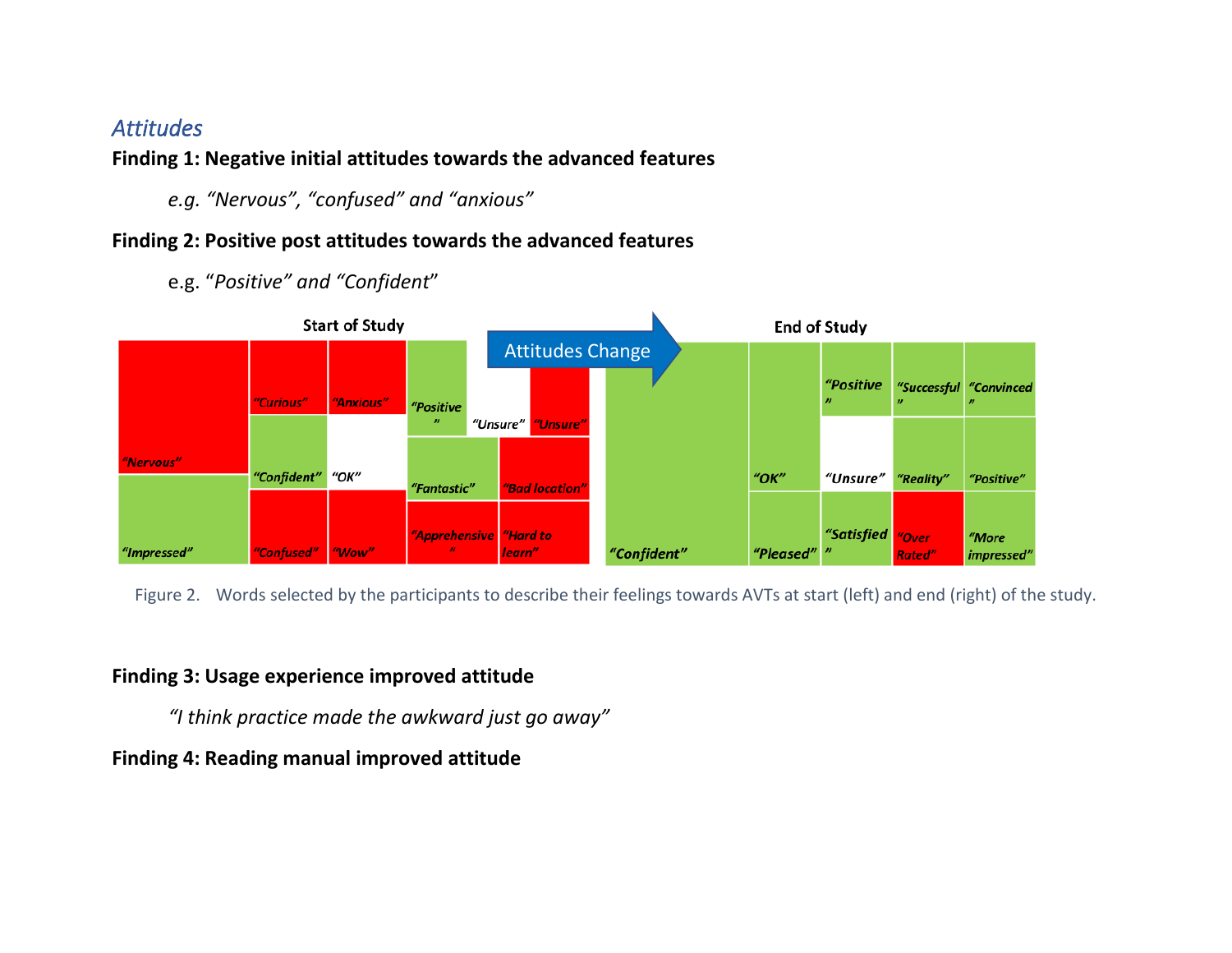## *Attitudes*

**Finding 1: Negative initial attitudes towards the advanced features**

*e.g. “Nervous”, “confused” and “anxious”*

**Finding 2: Positive post attitudes towards the advanced features**

e.g. “*Positive” and “Confident*”

Figure 2. Words selected by the participants to describe their feelings towards AVTs at start (left) and end (right) of the study.

**Finding 3: Usage experience improved attitude**

*“I think practice made the awkward just go away”*

**Finding 4: Reading manual improved attitude**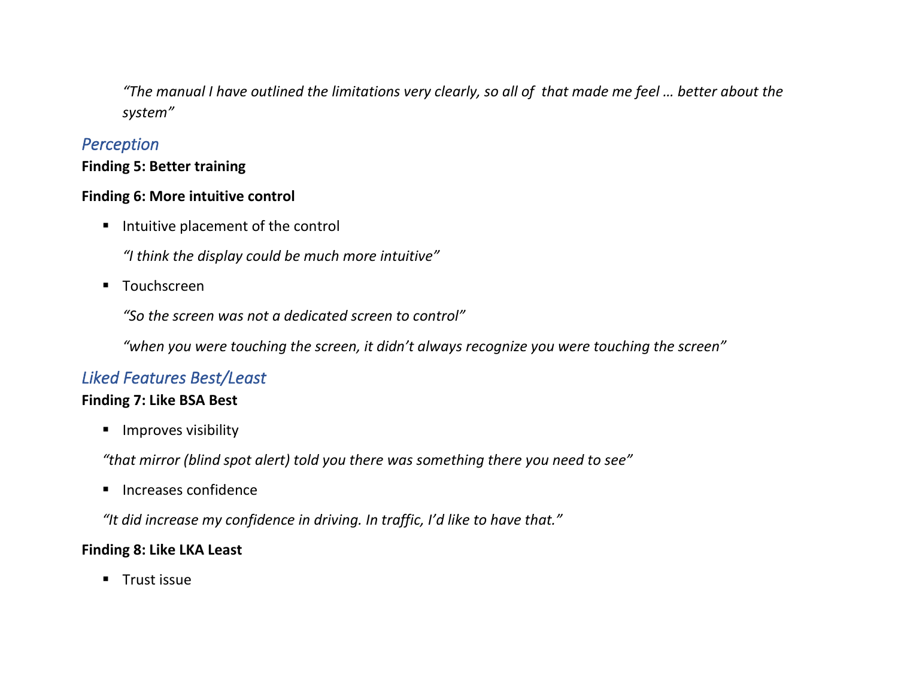*"The manual I have outlined the limitations very clearly, so all of that made me feel … better about the system"*

### *Perception*

**Finding 5: Better training**

**Finding 6: More intuitive control**

- Intuitive placement of the control

  *"I think the display could be much more intuitive"*

- Touchscreen

  *"So the screen was not a dedicated screen to control"*

  *"when you were touching the screen, it didn't always recognize you were touching the screen"*

### *Liked Features Best/Least*

**Finding 7: Like BSA Best**

- Improves visibility

*"that mirror (blind spot alert) told you there was something there you need to see"*

- Increases confidence

*"It did increase my confidence in driving. In traffic, I'd like to have that."*

**Finding 8: Like LKA Least**

- Trust issue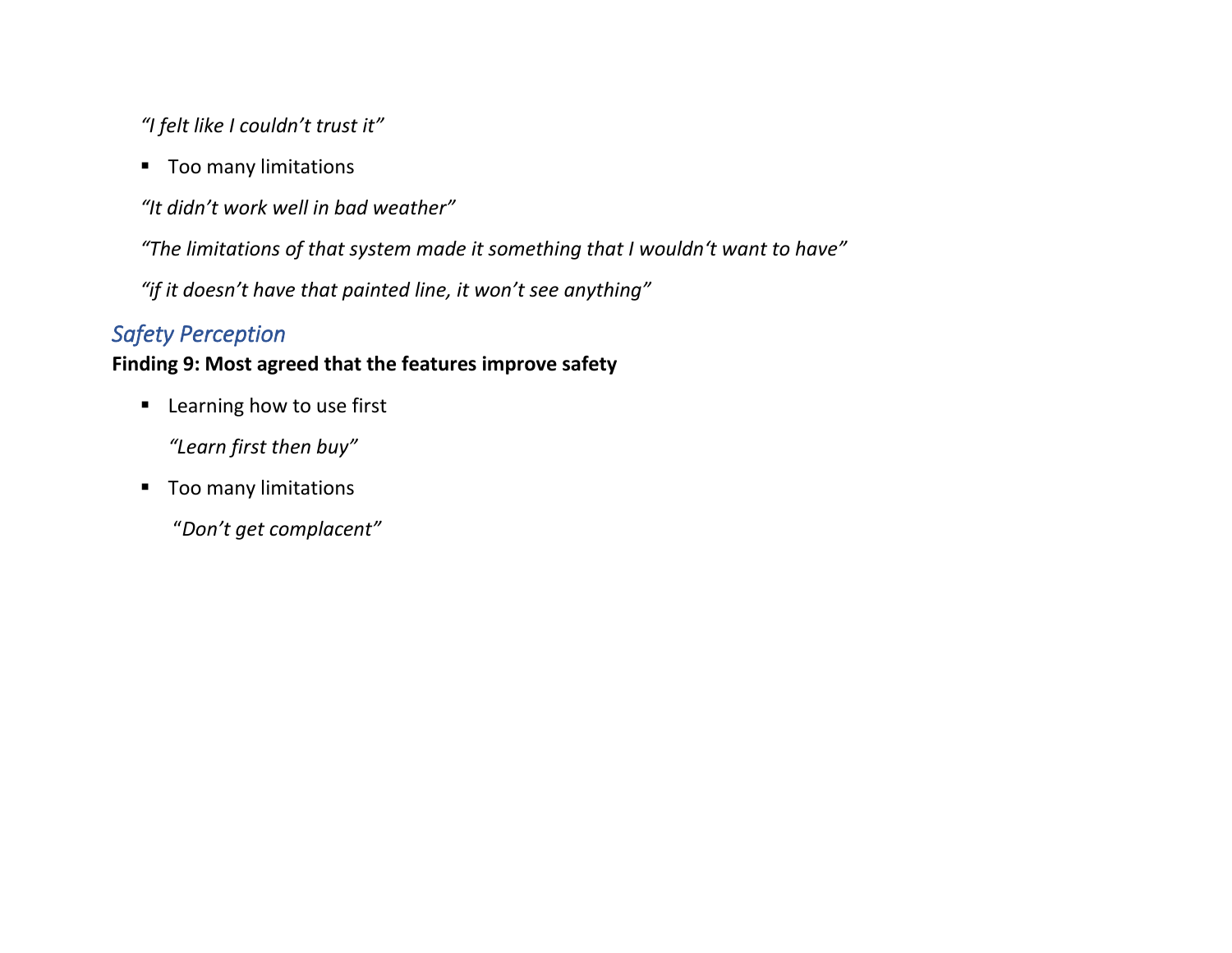*"I felt like I couldn't trust it"*

- Too many limitations

*"It didn't work well in bad weather"*

*"The limitations of that system made it something that I wouldn't want to have"*

*"if it doesn't have that painted line, it won't see anything"*

## *Safety Perception*

**Finding 9: Most agreed that the features improve safety**

- Learning how to use first

  *"Learn first then buy"*

- Too many limitations

  "*Don't get complacent"*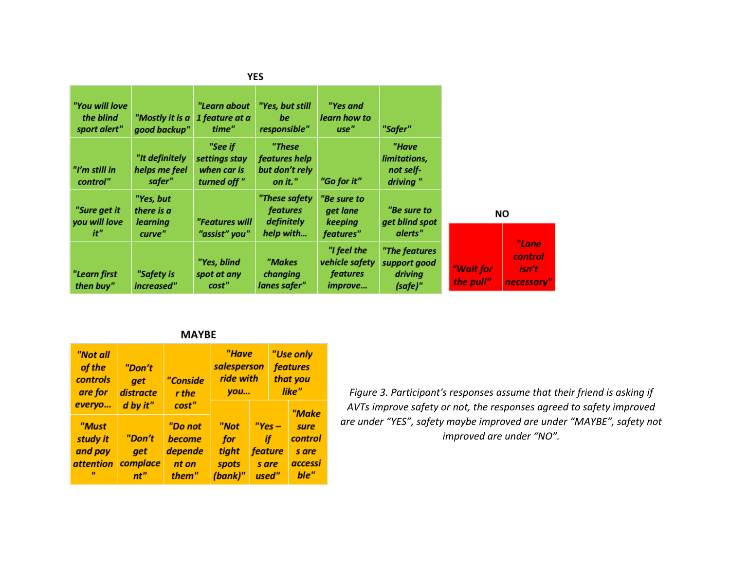**YES**

| | | | | | |
|---|---|---|---|---|---|
| "You will love the blind sport alert" | "Mostly it is a good backup" | "Learn about 1 feature at a time" | "Yes, but still be responsible" | "Yes and learn how to use" | "Safer" |
| "I'm still in control" | "It definitely helps me feel safer" | "See if settings stay when car is turned off " | "These features help but don't rely on it." | "Go for it" | "Have limitations, not self-driving " |
| "Sure get it you will love it" | "Yes, but there is a learning curve" | "Features will "assist" you" | "These safety features definitely help with… | "Be sure to get lane keeping features" | "Be sure to get blind spot alerts" |
| "Learn first then buy" | "Safety is increased" | "Yes, blind spot at any cost" | "Makes changing lanes safer" | "I feel the vehicle safety features improve… | "The features support good driving (safe)" |

**NO**

| | |
|---|---|
| "Wait for the pull" | "Lane control isn't necessary" |

**MAYBE**

| | | | | |
|---|---|---|---|---|
| "Not all of the controls are for everyo… | "Don't get distracted by it" | "Consider the cost" | "Have salesperson ride with you… | "Use only features that you like" |
| "Must study it and pay attention " | "Don't get complacent" | "Do not become dependent on them" | "Not for tight spots (bank)" | "Yes – if features are used" |
| | | | | "Make sure controls are accessible" |

*Figure 3. Participant's responses assume that their friend is asking if AVTs improve safety or not, the responses agreed to safety improved are under "YES", safety maybe improved are under "MAYBE", safety not improved are under "NO".*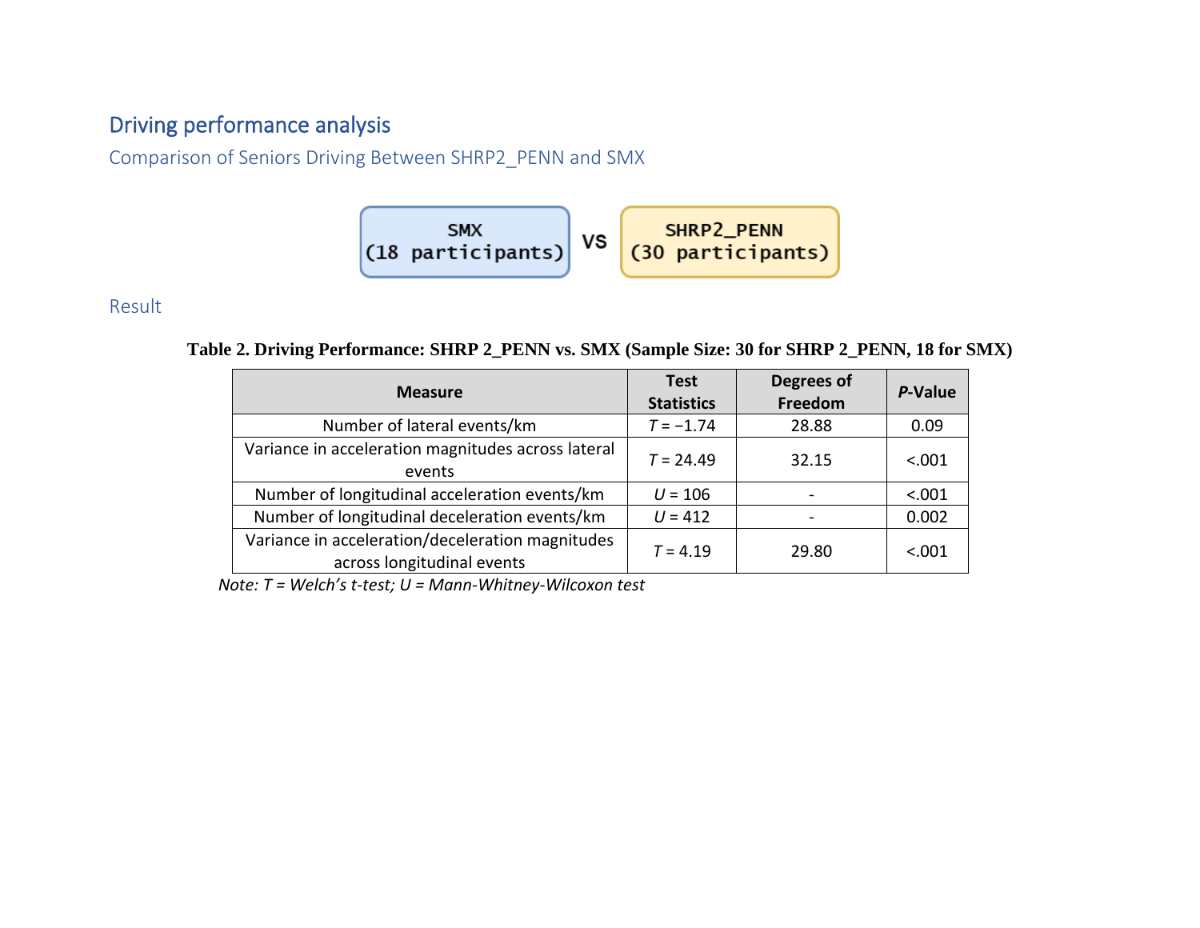## Driving performance analysis

### Comparison of Seniors Driving Between SHRP2_PENN and SMX

SMX (18 participants) VS SHRP2_PENN (30 participants)

### Result

**Table 2. Driving Performance: SHRP 2_PENN vs. SMX (Sample Size: 30 for SHRP 2_PENN, 18 for SMX)**

| Measure | Test Statistics | Degrees of Freedom | *P*-Value |
|---|---|---|---|
| Number of lateral events/km | $T = -1.74$ | 28.88 | 0.09 |
| Variance in acceleration magnitudes across lateral events | $T = 24.49$ | 32.15 | <.001 |
| Number of longitudinal acceleration events/km | $U = 106$ | - | <.001 |
| Number of longitudinal deceleration events/km | $U = 412$ | - | 0.002 |
| Variance in acceleration/deceleration magnitudes across longitudinal events | $T = 4.19$ | 29.80 | <.001 |

*Note: T = Welch's t-test; U = Mann-Whitney-Wilcoxon test*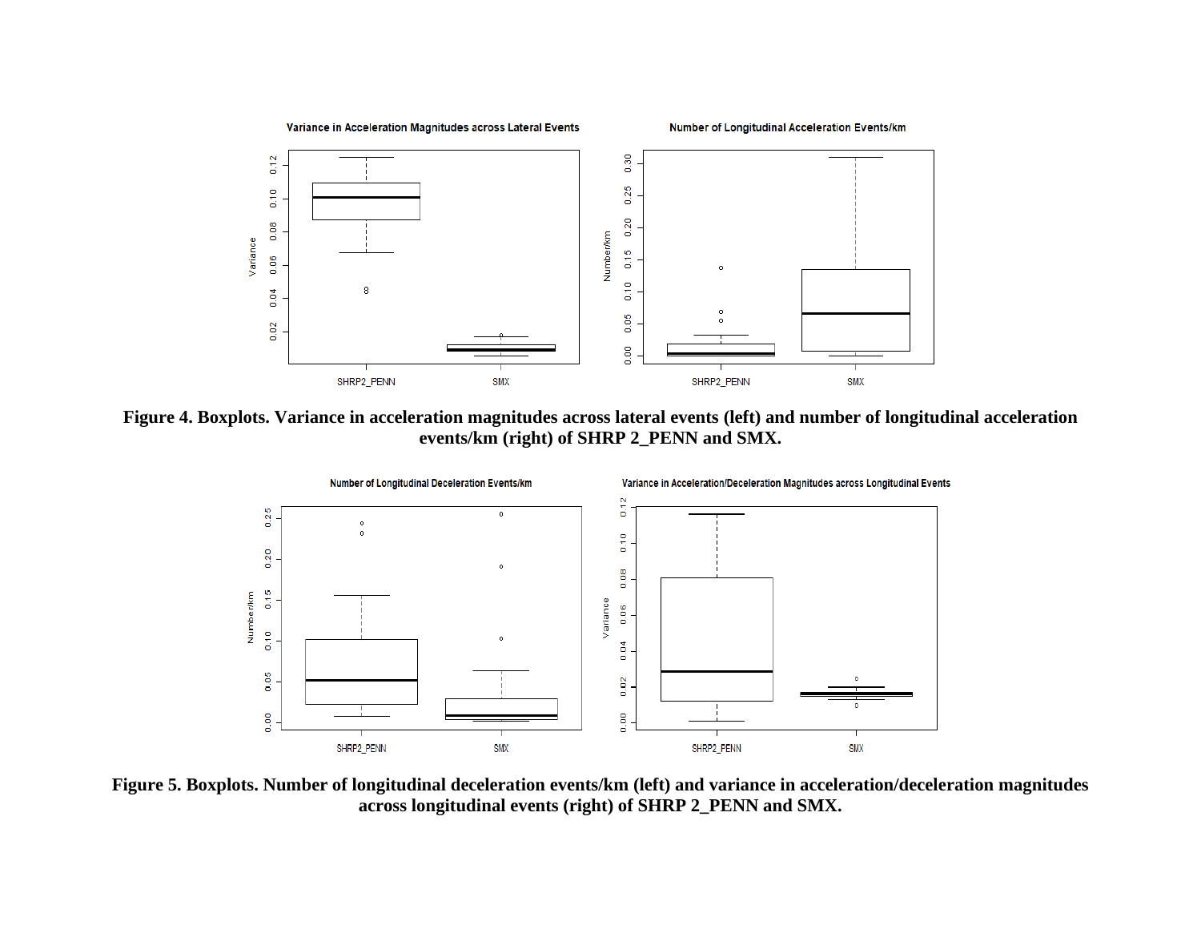**Figure 4. Boxplots. Variance in acceleration magnitudes across lateral events (left) and number of longitudinal acceleration events/km (right) of SHRP 2_PENN and SMX.**

**Figure 5. Boxplots. Number of longitudinal deceleration events/km (left) and variance in acceleration/deceleration magnitudes across longitudinal events (right) of SHRP 2_PENN and SMX.**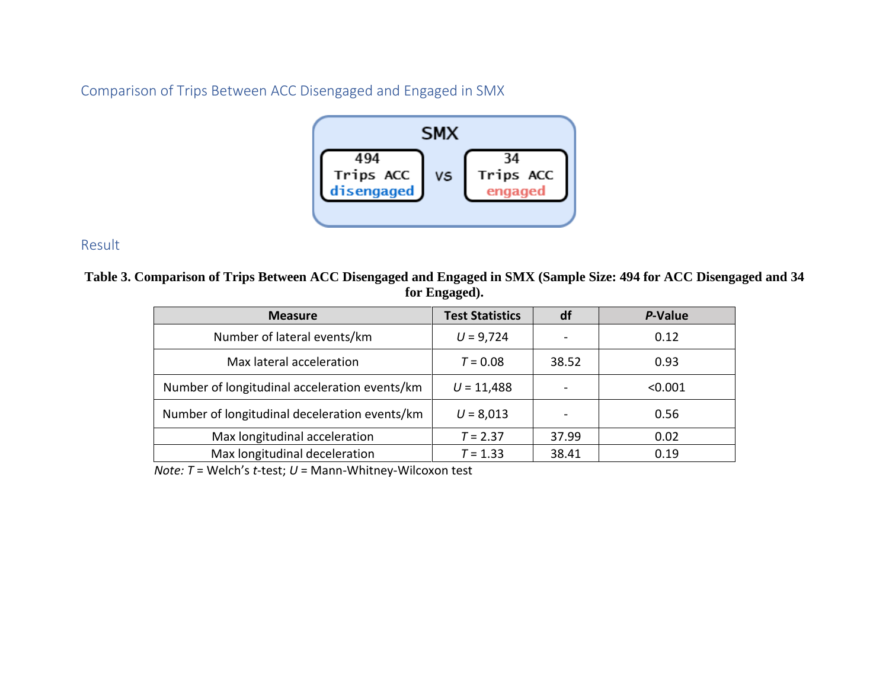## Comparison of Trips Between ACC Disengaged and Engaged in SMX

SMX

494 Trips ACC disengaged vs 34 Trips ACC engaged

## Result

**Table 3. Comparison of Trips Between ACC Disengaged and Engaged in SMX (Sample Size: 494 for ACC Disengaged and 34 for Engaged).**

| Measure | Test Statistics | df | *P*-Value |
|---|---|---|---|
| Number of lateral events/km | *U* = 9,724 | - | 0.12 |
| Max lateral acceleration | *T* = 0.08 | 38.52 | 0.93 |
| Number of longitudinal acceleration events/km | *U* = 11,488 | - | <0.001 |
| Number of longitudinal deceleration events/km | *U* = 8,013 | - | 0.56 |
| Max longitudinal acceleration | *T* = 2.37 | 37.99 | 0.02 |
| Max longitudinal deceleration | *T* = 1.33 | 38.41 | 0.19 |

*Note: T* = Welch's *t*-test; *U* = Mann-Whitney-Wilcoxon test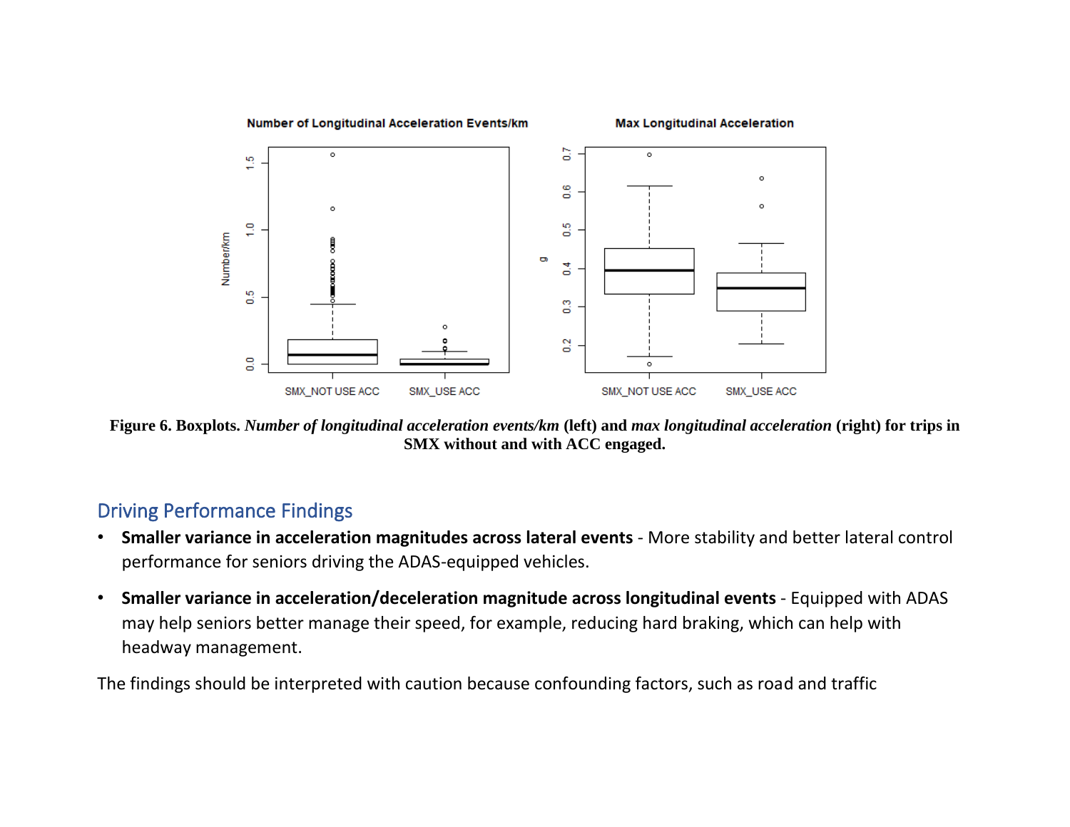Figure 6. Boxplots. *Number of longitudinal acceleration events/km* (left) and *max longitudinal acceleration* (right) for trips in SMX without and with ACC engaged.

## Driving Performance Findings

- **Smaller variance in acceleration magnitudes across lateral events** - More stability and better lateral control performance for seniors driving the ADAS-equipped vehicles.
- **Smaller variance in acceleration/deceleration magnitude across longitudinal events** - Equipped with ADAS may help seniors better manage their speed, for example, reducing hard braking, which can help with headway management.

The findings should be interpreted with caution because confounding factors, such as road and traffic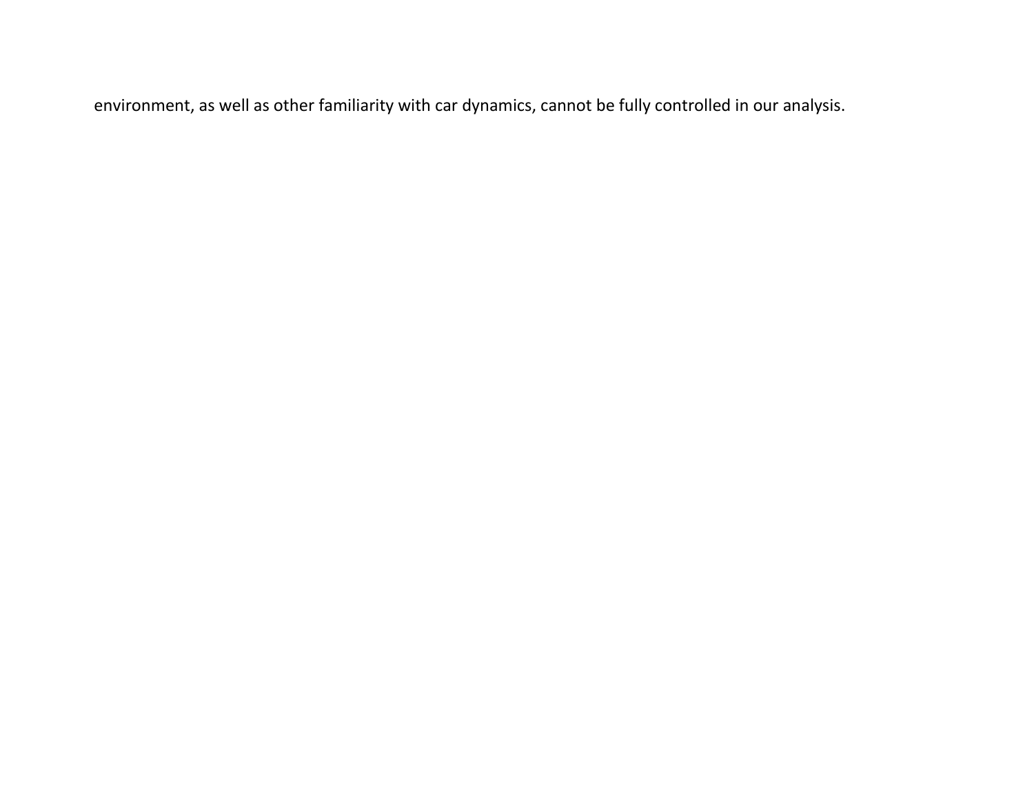environment, as well as other familiarity with car dynamics, cannot be fully controlled in our analysis.